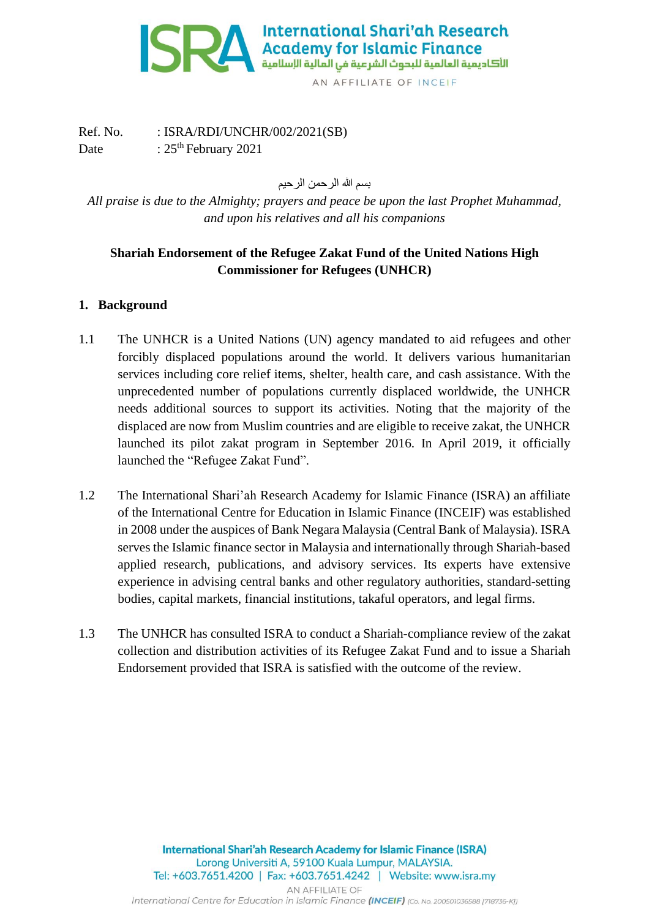Ref. No. : ISRA/RDI/UNCHR/002/2021(SB)
Date : 25th February 2021

بسم الله الرحمن الرحيم

*All praise is due to the Almighty; prayers and peace be upon the last Prophet Muhammad, and upon his relatives and all his companions*

**Shariah Endorsement of the Refugee Zakat Fund of the United Nations High Commissioner for Refugees (UNHCR)**

## 1. Background

1.1 The UNHCR is a United Nations (UN) agency mandated to aid refugees and other forcibly displaced populations around the world. It delivers various humanitarian services including core relief items, shelter, health care, and cash assistance. With the unprecedented number of populations currently displaced worldwide, the UNHCR needs additional sources to support its activities. Noting that the majority of the displaced are now from Muslim countries and are eligible to receive zakat, the UNHCR launched its pilot zakat program in September 2016. In April 2019, it officially launched the "Refugee Zakat Fund".

1.2 The International Shari'ah Research Academy for Islamic Finance (ISRA) an affiliate of the International Centre for Education in Islamic Finance (INCEIF) was established in 2008 under the auspices of Bank Negara Malaysia (Central Bank of Malaysia). ISRA serves the Islamic finance sector in Malaysia and internationally through Shariah-based applied research, publications, and advisory services. Its experts have extensive experience in advising central banks and other regulatory authorities, standard-setting bodies, capital markets, financial institutions, takaful operators, and legal firms.

1.3 The UNHCR has consulted ISRA to conduct a Shariah-compliance review of the zakat collection and distribution activities of its Refugee Zakat Fund and to issue a Shariah Endorsement provided that ISRA is satisfied with the outcome of the review.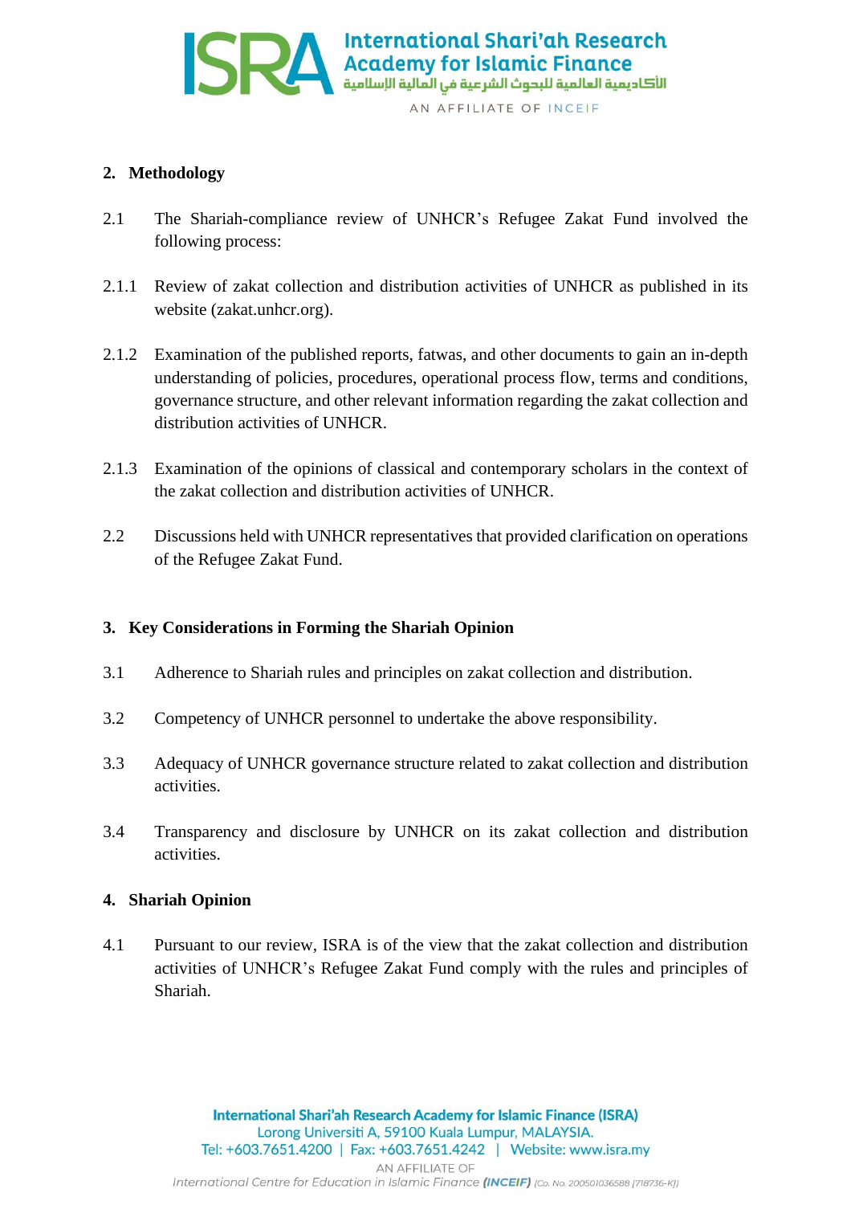## 2. Methodology

2.1 The Shariah-compliance review of UNHCR's Refugee Zakat Fund involved the following process:

2.1.1 Review of zakat collection and distribution activities of UNHCR as published in its website (zakat.unhcr.org).

2.1.2 Examination of the published reports, fatwas, and other documents to gain an in-depth understanding of policies, procedures, operational process flow, terms and conditions, governance structure, and other relevant information regarding the zakat collection and distribution activities of UNHCR.

2.1.3 Examination of the opinions of classical and contemporary scholars in the context of the zakat collection and distribution activities of UNHCR.

2.2 Discussions held with UNHCR representatives that provided clarification on operations of the Refugee Zakat Fund.

## 3. Key Considerations in Forming the Shariah Opinion

3.1 Adherence to Shariah rules and principles on zakat collection and distribution.

3.2 Competency of UNHCR personnel to undertake the above responsibility.

3.3 Adequacy of UNHCR governance structure related to zakat collection and distribution activities.

3.4 Transparency and disclosure by UNHCR on its zakat collection and distribution activities.

## 4. Shariah Opinion

4.1 Pursuant to our review, ISRA is of the view that the zakat collection and distribution activities of UNHCR's Refugee Zakat Fund comply with the rules and principles of Shariah.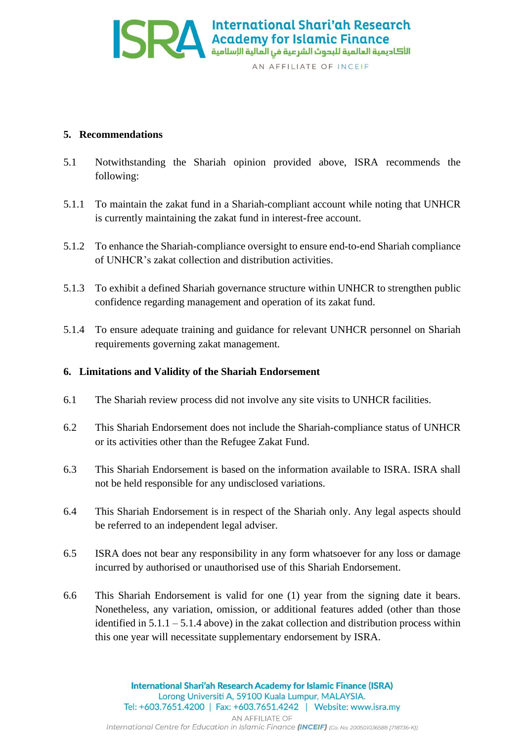## 5. Recommendations

5.1 Notwithstanding the Shariah opinion provided above, ISRA recommends the following:

5.1.1 To maintain the zakat fund in a Shariah-compliant account while noting that UNHCR is currently maintaining the zakat fund in interest-free account.

5.1.2 To enhance the Shariah-compliance oversight to ensure end-to-end Shariah compliance of UNHCR's zakat collection and distribution activities.

5.1.3 To exhibit a defined Shariah governance structure within UNHCR to strengthen public confidence regarding management and operation of its zakat fund.

5.1.4 To ensure adequate training and guidance for relevant UNHCR personnel on Shariah requirements governing zakat management.

## 6. Limitations and Validity of the Shariah Endorsement

6.1 The Shariah review process did not involve any site visits to UNHCR facilities.

6.2 This Shariah Endorsement does not include the Shariah-compliance status of UNHCR or its activities other than the Refugee Zakat Fund.

6.3 This Shariah Endorsement is based on the information available to ISRA. ISRA shall not be held responsible for any undisclosed variations.

6.4 This Shariah Endorsement is in respect of the Shariah only. Any legal aspects should be referred to an independent legal adviser.

6.5 ISRA does not bear any responsibility in any form whatsoever for any loss or damage incurred by authorised or unauthorised use of this Shariah Endorsement.

6.6 This Shariah Endorsement is valid for one (1) year from the signing date it bears. Nonetheless, any variation, omission, or additional features added (other than those identified in 5.1.1 – 5.1.4 above) in the zakat collection and distribution process within this one year will necessitate supplementary endorsement by ISRA.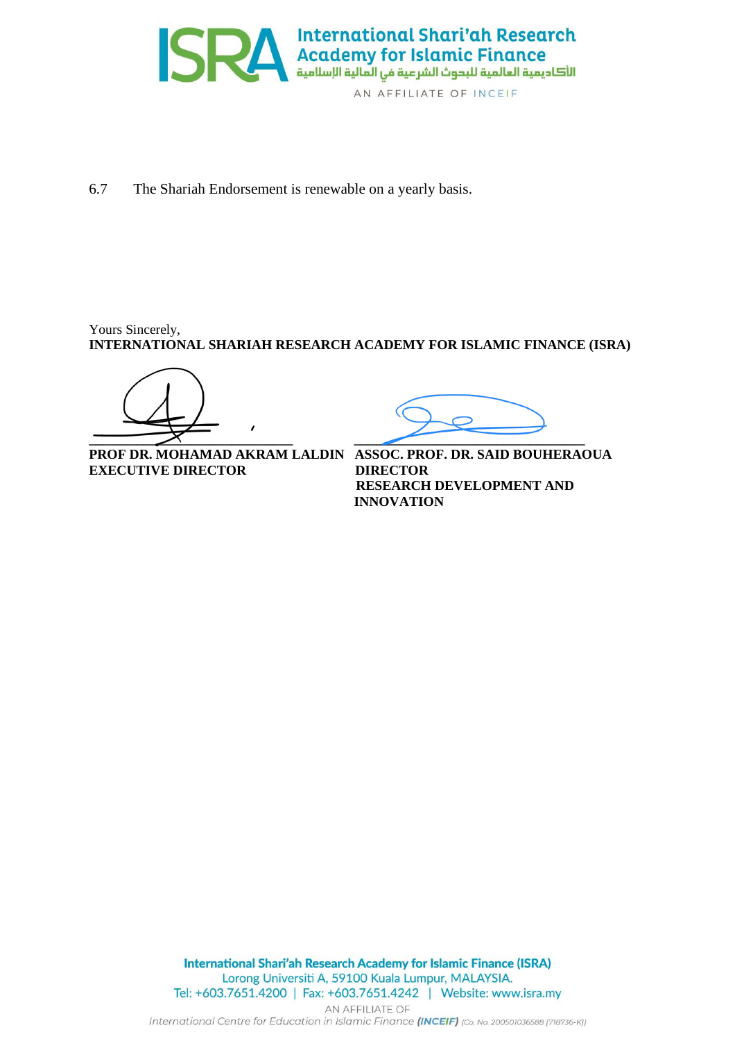6.7 The Shariah Endorsement is renewable on a yearly basis.

Yours Sincerely,
**INTERNATIONAL SHARIAH RESEARCH ACADEMY FOR ISLAMIC FINANCE (ISRA)**

**PROF DR. MOHAMAD AKRAM LALDIN**
**EXECUTIVE DIRECTOR**

**ASSOC. PROF. DR. SAID BOUHERAOUA**
**DIRECTOR**
**RESEARCH DEVELOPMENT AND INNOVATION**